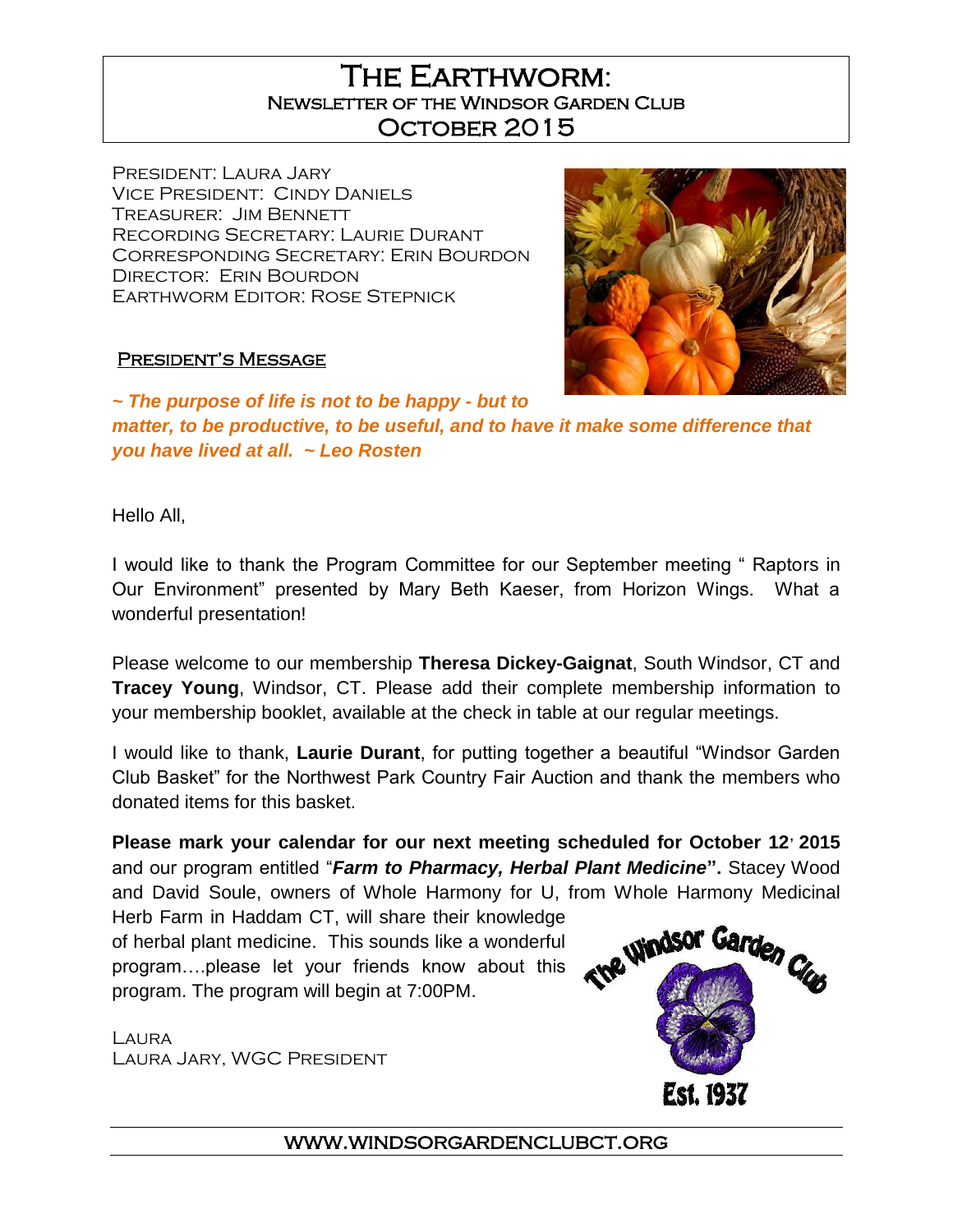# The Earthworm:
## Newsletter of the Windsor Garden Club
## October 2015

President: Laura Jary
Vice President: Cindy Daniels
Treasurer: Jim Bennett
Recording Secretary: Laurie Durant
Corresponding Secretary: Erin Bourdon
Director: Erin Bourdon
Earthworm Editor: Rose Stepnick

### President's Message

***~ The purpose of life is not to be happy - but to matter, to be productive, to be useful, and to have it make some difference that you have lived at all. ~ Leo Rosten***

Hello All,

I would like to thank the Program Committee for our September meeting " Raptors in Our Environment" presented by Mary Beth Kaeser, from Horizon Wings. What a wonderful presentation!

Please welcome to our membership **Theresa Dickey-Gaignat**, South Windsor, CT and **Tracey Young**, Windsor, CT. Please add their complete membership information to your membership booklet, available at the check in table at our regular meetings.

I would like to thank, **Laurie Durant**, for putting together a beautiful "Windsor Garden Club Basket" for the Northwest Park Country Fair Auction and thank the members who donated items for this basket.

**Please mark your calendar for our next meeting scheduled for October 12, 2015** and our program entitled "***Farm to Pharmacy, Herbal Plant Medicine*"**. Stacey Wood and David Soule, owners of Whole Harmony for U, from Whole Harmony Medicinal Herb Farm in Haddam CT, will share their knowledge of herbal plant medicine. This sounds like a wonderful program….please let your friends know about this program. The program will begin at 7:00PM.

The Windsor Garden Club
Est. 1937

Laura
Laura Jary, WGC President

WWW.WINDSORGARDENCLUBCT.ORG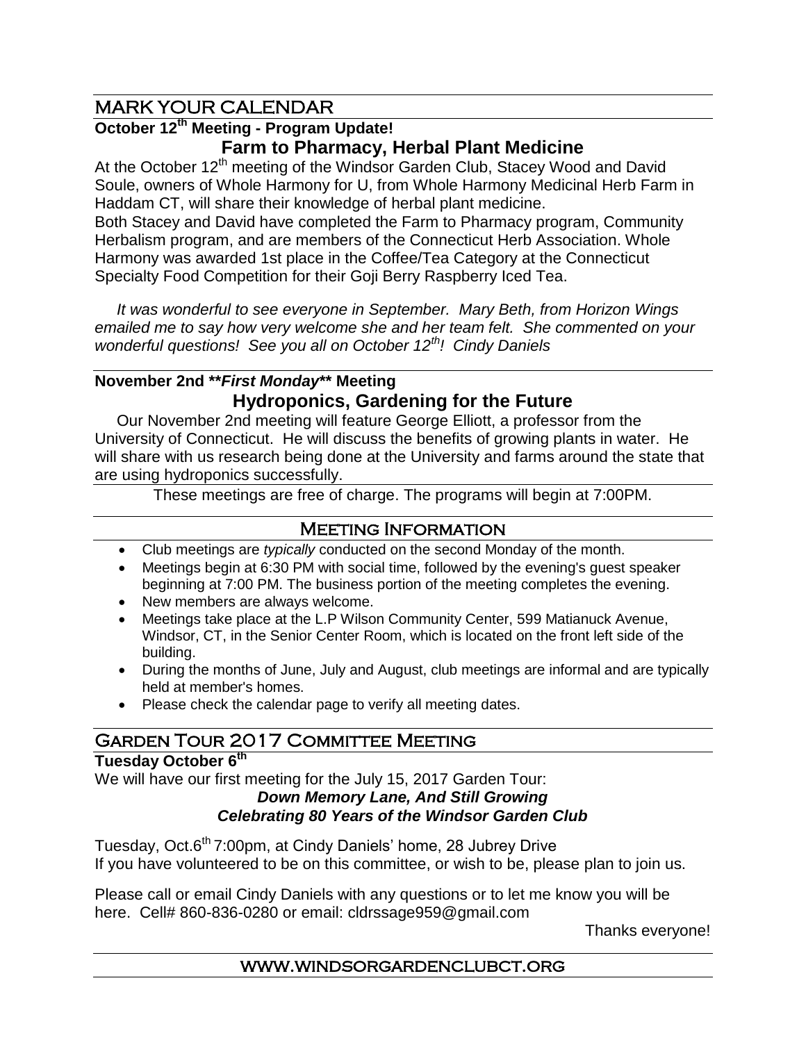## MARK YOUR CALENDAR

**October 12th Meeting - Program Update!**

### Farm to Pharmacy, Herbal Plant Medicine

At the October 12th meeting of the Windsor Garden Club, Stacey Wood and David Soule, owners of Whole Harmony for U, from Whole Harmony Medicinal Herb Farm in Haddam CT, will share their knowledge of herbal plant medicine.

Both Stacey and David have completed the Farm to Pharmacy program, Community Herbalism program, and are members of the Connecticut Herb Association. Whole Harmony was awarded 1st place in the Coffee/Tea Category at the Connecticut Specialty Food Competition for their Goji Berry Raspberry Iced Tea.

*It was wonderful to see everyone in September. Mary Beth, from Horizon Wings emailed me to say how very welcome she and her team felt. She commented on your wonderful questions! See you all on October 12th! Cindy Daniels*

**November 2nd \*\****First Monday***\*\* Meeting**

### Hydroponics, Gardening for the Future

Our November 2nd meeting will feature George Elliott, a professor from the University of Connecticut. He will discuss the benefits of growing plants in water. He will share with us research being done at the University and farms around the state that are using hydroponics successfully.

These meetings are free of charge. The programs will begin at 7:00PM.

## Meeting Information

- Club meetings are *typically* conducted on the second Monday of the month.
- Meetings begin at 6:30 PM with social time, followed by the evening's guest speaker beginning at 7:00 PM. The business portion of the meeting completes the evening.
- New members are always welcome.
- Meetings take place at the L.P Wilson Community Center, 599 Matianuck Avenue, Windsor, CT, in the Senior Center Room, which is located on the front left side of the building.
- During the months of June, July and August, club meetings are informal and are typically held at member's homes.
- Please check the calendar page to verify all meeting dates.

## Garden Tour 2017 Committee Meeting

**Tuesday October 6th**

We will have our first meeting for the July 15, 2017 Garden Tour:

***Down Memory Lane, And Still Growing***
***Celebrating 80 Years of the Windsor Garden Club***

Tuesday, Oct.6th 7:00pm, at Cindy Daniels' home, 28 Jubrey Drive
If you have volunteered to be on this committee, or wish to be, please plan to join us.

Please call or email Cindy Daniels with any questions or to let me know you will be here. Cell# 860-836-0280 or email: cldrssage959@gmail.com

Thanks everyone!

WWW.WINDSORGARDENCLUBCT.ORG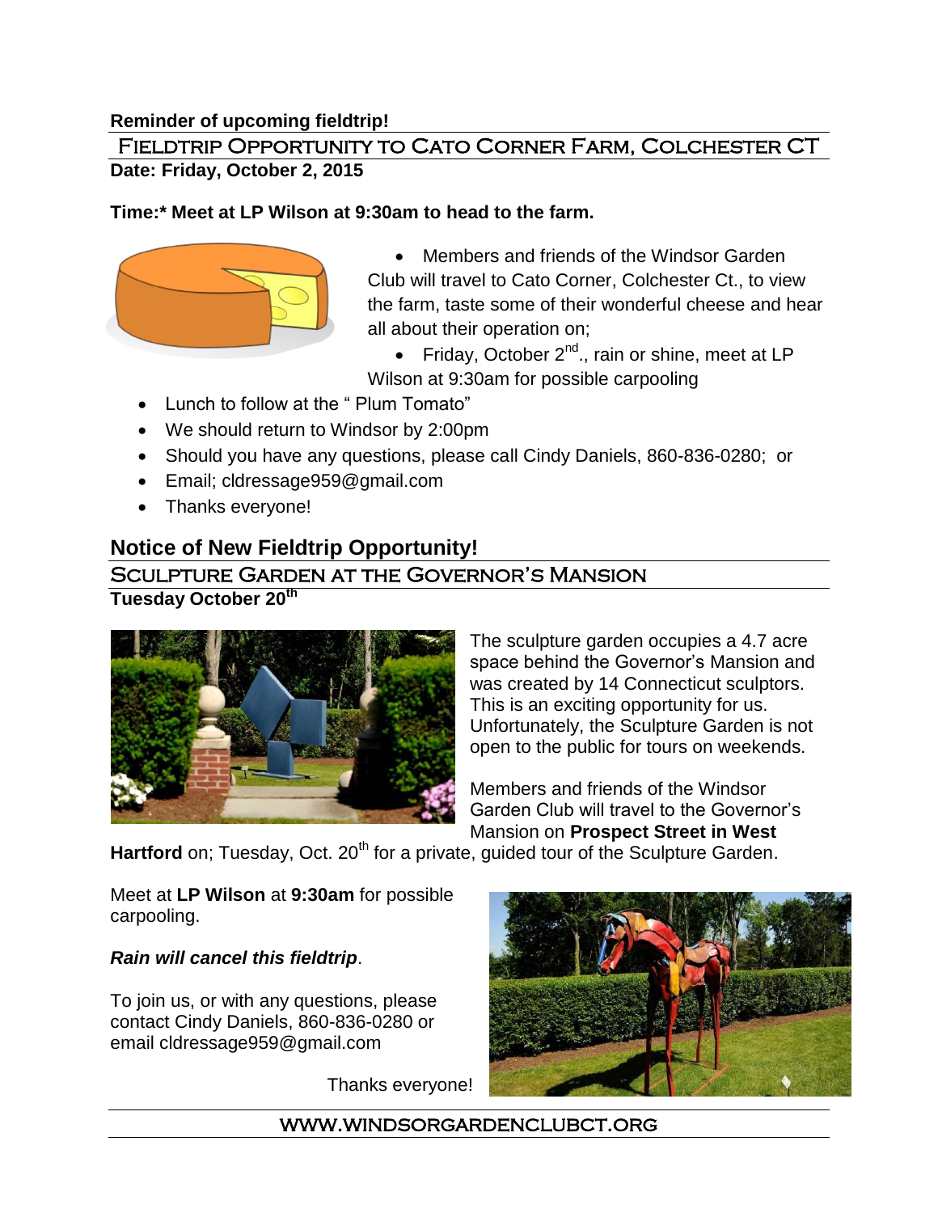**Reminder of upcoming fieldtrip!**

## FIELDTRIP OPPORTUNITY TO CATO CORNER FARM, COLCHESTER CT

**Date: Friday, October 2, 2015**

**Time:* Meet at LP Wilson at 9:30am to head to the farm.**

- Members and friends of the Windsor Garden Club will travel to Cato Corner, Colchester Ct., to view the farm, taste some of their wonderful cheese and hear all about their operation on;
- Friday, October 2nd., rain or shine, meet at LP Wilson at 9:30am for possible carpooling
- Lunch to follow at the " Plum Tomato"
- We should return to Windsor by 2:00pm
- Should you have any questions, please call Cindy Daniels, 860-836-0280; or
- Email; cldressage959@gmail.com
- Thanks everyone!

## Notice of New Fieldtrip Opportunity!

### SCULPTURE GARDEN AT THE GOVERNOR'S MANSION

**Tuesday October 20th**

The sculpture garden occupies a 4.7 acre space behind the Governor's Mansion and was created by 14 Connecticut sculptors. This is an exciting opportunity for us. Unfortunately, the Sculpture Garden is not open to the public for tours on weekends.

Members and friends of the Windsor Garden Club will travel to the Governor's Mansion on **Prospect Street in West Hartford** on; Tuesday, Oct. 20th for a private, guided tour of the Sculpture Garden.

Meet at **LP Wilson** at **9:30am** for possible carpooling.

***Rain will cancel this fieldtrip***.

To join us, or with any questions, please contact Cindy Daniels, 860-836-0280 or email cldressage959@gmail.com

Thanks everyone!

WWW.WINDSORGARDENCLUBCT.ORG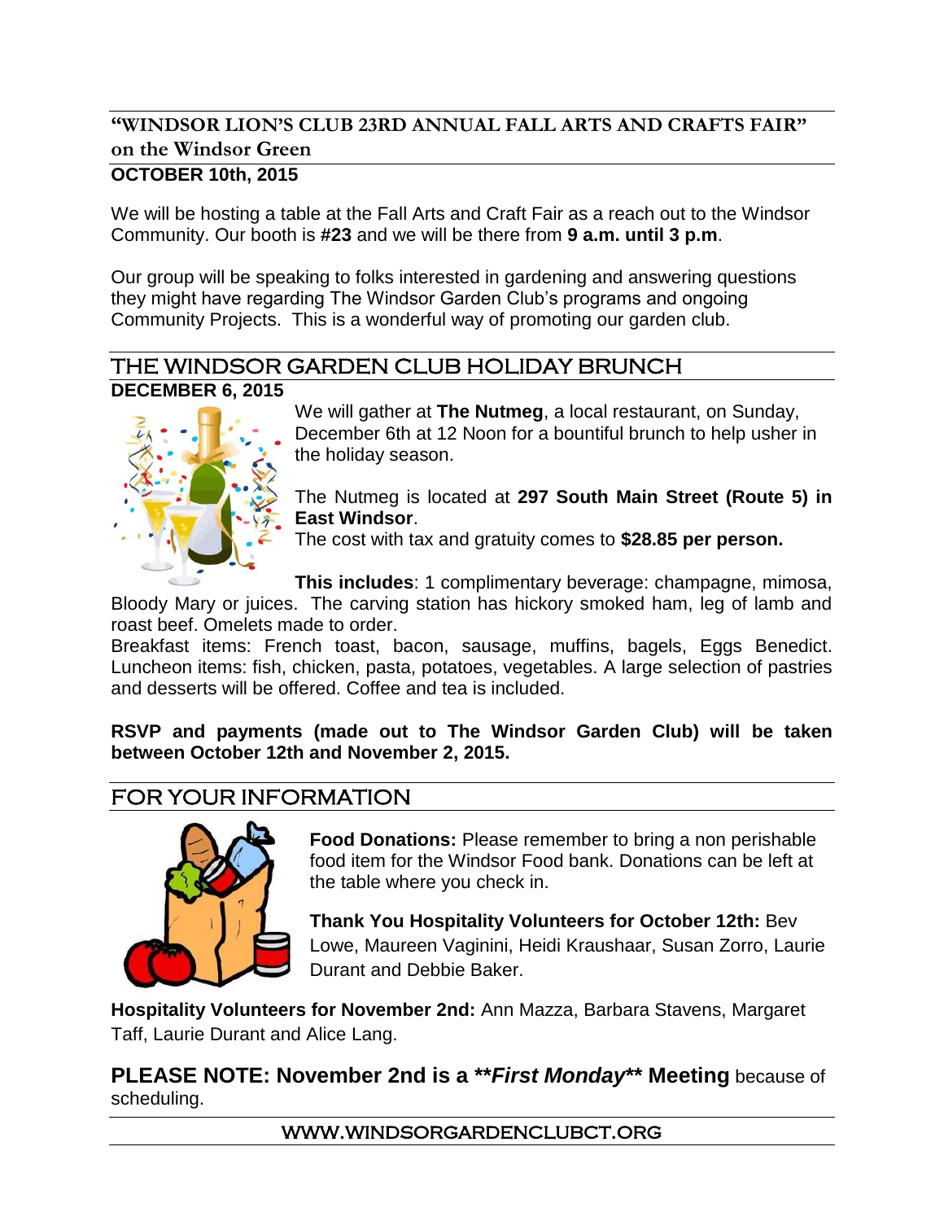## "WINDSOR LION'S CLUB 23RD ANNUAL FALL ARTS AND CRAFTS FAIR" on the Windsor Green

**OCTOBER 10th, 2015**

We will be hosting a table at the Fall Arts and Craft Fair as a reach out to the Windsor Community. Our booth is **#23** and we will be there from **9 a.m. until 3 p.m**.

Our group will be speaking to folks interested in gardening and answering questions they might have regarding The Windsor Garden Club's programs and ongoing Community Projects. This is a wonderful way of promoting our garden club.

## THE WINDSOR GARDEN CLUB HOLIDAY BRUNCH

**DECEMBER 6, 2015**

We will gather at **The Nutmeg**, a local restaurant, on Sunday, December 6th at 12 Noon for a bountiful brunch to help usher in the holiday season.

The Nutmeg is located at **297 South Main Street (Route 5) in East Windsor**.
The cost with tax and gratuity comes to **$28.85 per person.**

**This includes**: 1 complimentary beverage: champagne, mimosa, Bloody Mary or juices. The carving station has hickory smoked ham, leg of lamb and roast beef. Omelets made to order.
Breakfast items: French toast, bacon, sausage, muffins, bagels, Eggs Benedict. Luncheon items: fish, chicken, pasta, potatoes, vegetables. A large selection of pastries and desserts will be offered. Coffee and tea is included.

**RSVP and payments (made out to The Windsor Garden Club) will be taken between October 12th and November 2, 2015.**

## FOR YOUR INFORMATION

**Food Donations:** Please remember to bring a non perishable food item for the Windsor Food bank. Donations can be left at the table where you check in.

**Thank You Hospitality Volunteers for October 12th:** Bev Lowe, Maureen Vaginini, Heidi Kraushaar, Susan Zorro, Laurie Durant and Debbie Baker.

**Hospitality Volunteers for November 2nd:** Ann Mazza, Barbara Stavens, Margaret Taff, Laurie Durant and Alice Lang.

**PLEASE NOTE: November 2nd is a \*\****First Monday***\*\* Meeting** because of scheduling.

WWW.WINDSORGARDENCLUBCT.ORG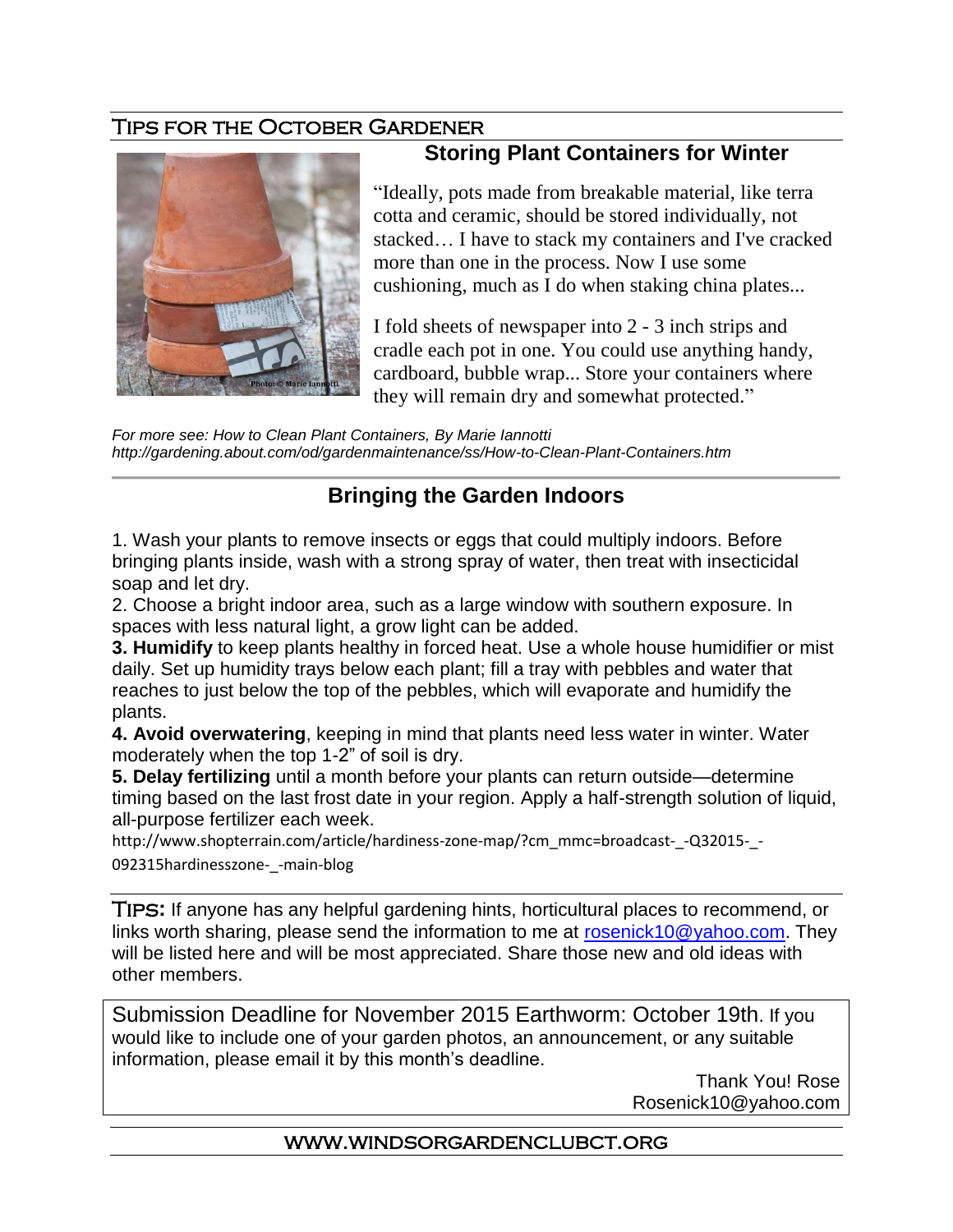## Tips for the October Gardener

### Storing Plant Containers for Winter

"Ideally, pots made from breakable material, like terra cotta and ceramic, should be stored individually, not stacked… I have to stack my containers and I've cracked more than one in the process. Now I use some cushioning, much as I do when staking china plates...

I fold sheets of newspaper into 2 - 3 inch strips and cradle each pot in one. You could use anything handy, cardboard, bubble wrap... Store your containers where they will remain dry and somewhat protected."

*For more see: How to Clean Plant Containers, By Marie Iannotti*
*http://gardening.about.com/od/gardenmaintenance/ss/How-to-Clean-Plant-Containers.htm*

### Bringing the Garden Indoors

1. Wash your plants to remove insects or eggs that could multiply indoors. Before bringing plants inside, wash with a strong spray of water, then treat with insecticidal soap and let dry.
2. Choose a bright indoor area, such as a large window with southern exposure. In spaces with less natural light, a grow light can be added.
3. **Humidify** to keep plants healthy in forced heat. Use a whole house humidifier or mist daily. Set up humidity trays below each plant; fill a tray with pebbles and water that reaches to just below the top of the pebbles, which will evaporate and humidify the plants.
4. **Avoid overwatering**, keeping in mind that plants need less water in winter. Water moderately when the top 1-2" of soil is dry.
5. **Delay fertilizing** until a month before your plants can return outside—determine timing based on the last frost date in your region. Apply a half-strength solution of liquid, all-purpose fertilizer each week.

http://www.shopterrain.com/article/hardiness-zone-map/?cm_mmc=broadcast-_-Q32015-_-092315hardinesszone-_-main-blog

**Tips:** If anyone has any helpful gardening hints, horticultural places to recommend, or links worth sharing, please send the information to me at rosenick10@yahoo.com. They will be listed here and will be most appreciated. Share those new and old ideas with other members.

Submission Deadline for November 2015 Earthworm: October 19th. If you would like to include one of your garden photos, an announcement, or any suitable information, please email it by this month's deadline.

Thank You! Rose
Rosenick10@yahoo.com

WWW.WINDSORGARDENCLUBCT.ORG